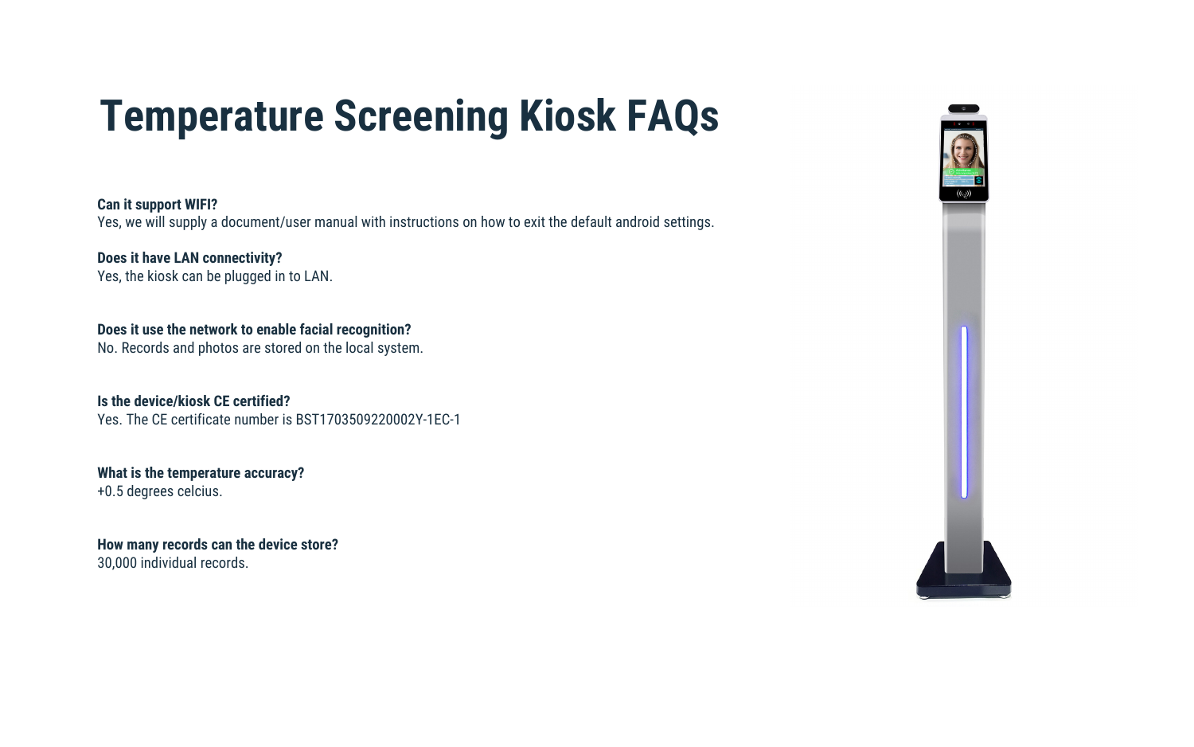# Temperature Screening Kiosk FAQs

**Can it support WIFI?**
Yes, we will supply a document/user manual with instructions on how to exit the default android settings.

**Does it have LAN connectivity?**
Yes, the kiosk can be plugged in to LAN.

**Does it use the network to enable facial recognition?**
No. Records and photos are stored on the local system.

**Is the device/kiosk CE certified?**
Yes. The CE certificate number is BST1703509220002Y-1EC-1

**What is the temperature accuracy?**
+0.5 degrees celcius.

**How many records can the device store?**
30,000 individual records.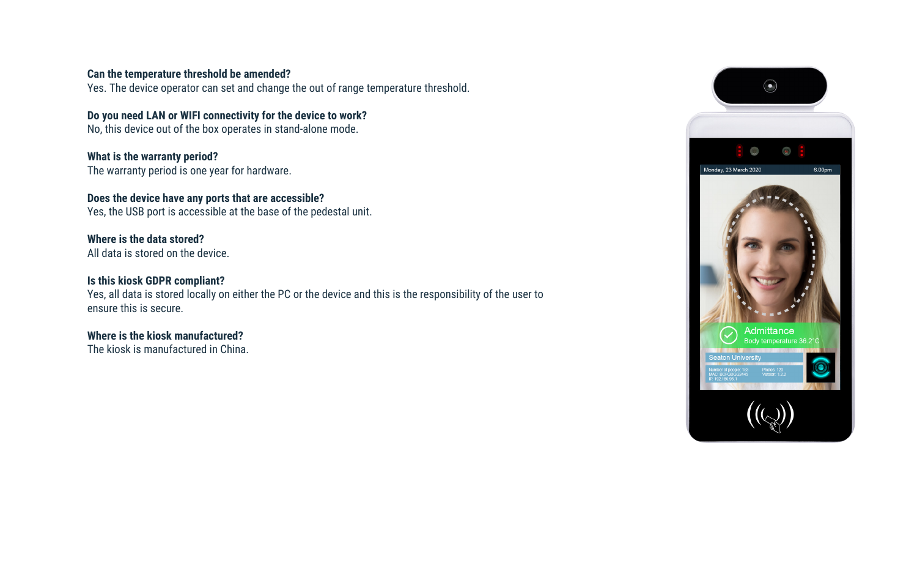**Can the temperature threshold be amended?**
Yes. The device operator can set and change the out of range temperature threshold.

**Do you need LAN or WIFI connectivity for the device to work?**
No, this device out of the box operates in stand-alone mode.

**What is the warranty period?**
The warranty period is one year for hardware.

**Does the device have any ports that are accessible?**
Yes, the USB port is accessible at the base of the pedestal unit.

**Where is the data stored?**
All data is stored on the device.

**Is this kiosk GDPR compliant?**
Yes, all data is stored locally on either the PC or the device and this is the responsibility of the user to ensure this is secure.

**Where is the kiosk manufactured?**
The kiosk is manufactured in China.